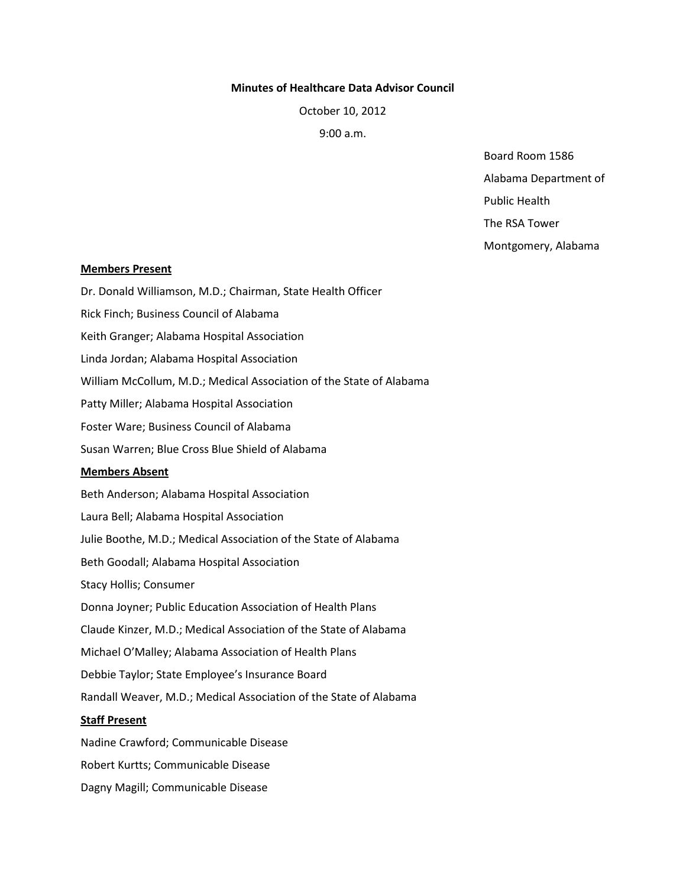**Minutes of Healthcare Data Advisor Council**

October 10, 2012

9:00 a.m.

Board Room 1586
Alabama Department of
Public Health
The RSA Tower
Montgomery, Alabama

**Members Present**

Dr. Donald Williamson, M.D.; Chairman, State Health Officer

Rick Finch; Business Council of Alabama

Keith Granger; Alabama Hospital Association

Linda Jordan; Alabama Hospital Association

William McCollum, M.D.; Medical Association of the State of Alabama

Patty Miller; Alabama Hospital Association

Foster Ware; Business Council of Alabama

Susan Warren; Blue Cross Blue Shield of Alabama

**Members Absent**

Beth Anderson; Alabama Hospital Association

Laura Bell; Alabama Hospital Association

Julie Boothe, M.D.; Medical Association of the State of Alabama

Beth Goodall; Alabama Hospital Association

Stacy Hollis; Consumer

Donna Joyner; Public Education Association of Health Plans

Claude Kinzer, M.D.; Medical Association of the State of Alabama

Michael O'Malley; Alabama Association of Health Plans

Debbie Taylor; State Employee's Insurance Board

Randall Weaver, M.D.; Medical Association of the State of Alabama

**Staff Present**

Nadine Crawford; Communicable Disease

Robert Kurtts; Communicable Disease

Dagny Magill; Communicable Disease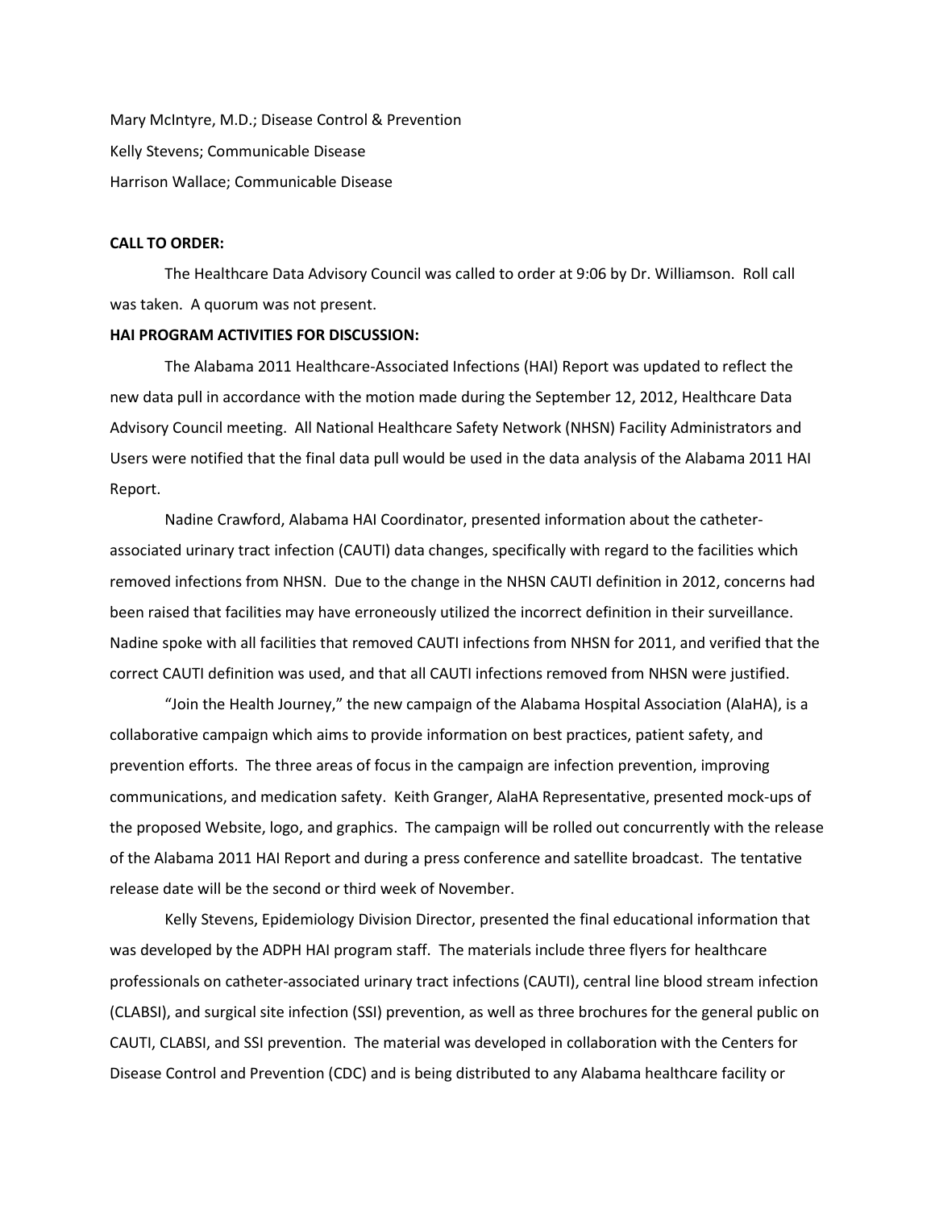Mary McIntyre, M.D.; Disease Control & Prevention

Kelly Stevens; Communicable Disease

Harrison Wallace; Communicable Disease

**CALL TO ORDER:**

The Healthcare Data Advisory Council was called to order at 9:06 by Dr. Williamson. Roll call was taken. A quorum was not present.

**HAI PROGRAM ACTIVITIES FOR DISCUSSION:**

The Alabama 2011 Healthcare-Associated Infections (HAI) Report was updated to reflect the new data pull in accordance with the motion made during the September 12, 2012, Healthcare Data Advisory Council meeting. All National Healthcare Safety Network (NHSN) Facility Administrators and Users were notified that the final data pull would be used in the data analysis of the Alabama 2011 HAI Report.

Nadine Crawford, Alabama HAI Coordinator, presented information about the catheter-associated urinary tract infection (CAUTI) data changes, specifically with regard to the facilities which removed infections from NHSN. Due to the change in the NHSN CAUTI definition in 2012, concerns had been raised that facilities may have erroneously utilized the incorrect definition in their surveillance. Nadine spoke with all facilities that removed CAUTI infections from NHSN for 2011, and verified that the correct CAUTI definition was used, and that all CAUTI infections removed from NHSN were justified.

"Join the Health Journey," the new campaign of the Alabama Hospital Association (AlaHA), is a collaborative campaign which aims to provide information on best practices, patient safety, and prevention efforts. The three areas of focus in the campaign are infection prevention, improving communications, and medication safety. Keith Granger, AlaHA Representative, presented mock-ups of the proposed Website, logo, and graphics. The campaign will be rolled out concurrently with the release of the Alabama 2011 HAI Report and during a press conference and satellite broadcast. The tentative release date will be the second or third week of November.

Kelly Stevens, Epidemiology Division Director, presented the final educational information that was developed by the ADPH HAI program staff. The materials include three flyers for healthcare professionals on catheter-associated urinary tract infections (CAUTI), central line blood stream infection (CLABSI), and surgical site infection (SSI) prevention, as well as three brochures for the general public on CAUTI, CLABSI, and SSI prevention. The material was developed in collaboration with the Centers for Disease Control and Prevention (CDC) and is being distributed to any Alabama healthcare facility or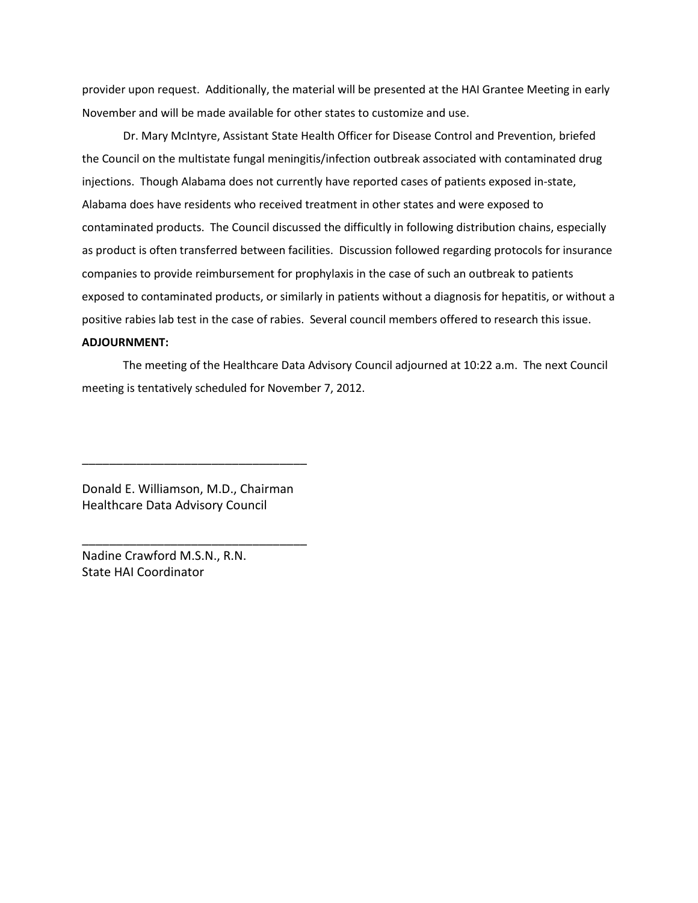provider upon request. Additionally, the material will be presented at the HAI Grantee Meeting in early November and will be made available for other states to customize and use.

Dr. Mary McIntyre, Assistant State Health Officer for Disease Control and Prevention, briefed the Council on the multistate fungal meningitis/infection outbreak associated with contaminated drug injections. Though Alabama does not currently have reported cases of patients exposed in-state, Alabama does have residents who received treatment in other states and were exposed to contaminated products. The Council discussed the difficultly in following distribution chains, especially as product is often transferred between facilities. Discussion followed regarding protocols for insurance companies to provide reimbursement for prophylaxis in the case of such an outbreak to patients exposed to contaminated products, or similarly in patients without a diagnosis for hepatitis, or without a positive rabies lab test in the case of rabies. Several council members offered to research this issue.

**ADJOURNMENT:**

The meeting of the Healthcare Data Advisory Council adjourned at 10:22 a.m. The next Council meeting is tentatively scheduled for November 7, 2012.

\_\_\_\_\_\_\_\_\_\_\_\_\_\_\_\_\_\_\_\_\_\_\_\_\_\_\_\_\_\_\_\_\_\_

Donald E. Williamson, M.D., Chairman
Healthcare Data Advisory Council

\_\_\_\_\_\_\_\_\_\_\_\_\_\_\_\_\_\_\_\_\_\_\_\_\_\_\_\_\_\_\_\_\_\_

Nadine Crawford M.S.N., R.N.
State HAI Coordinator